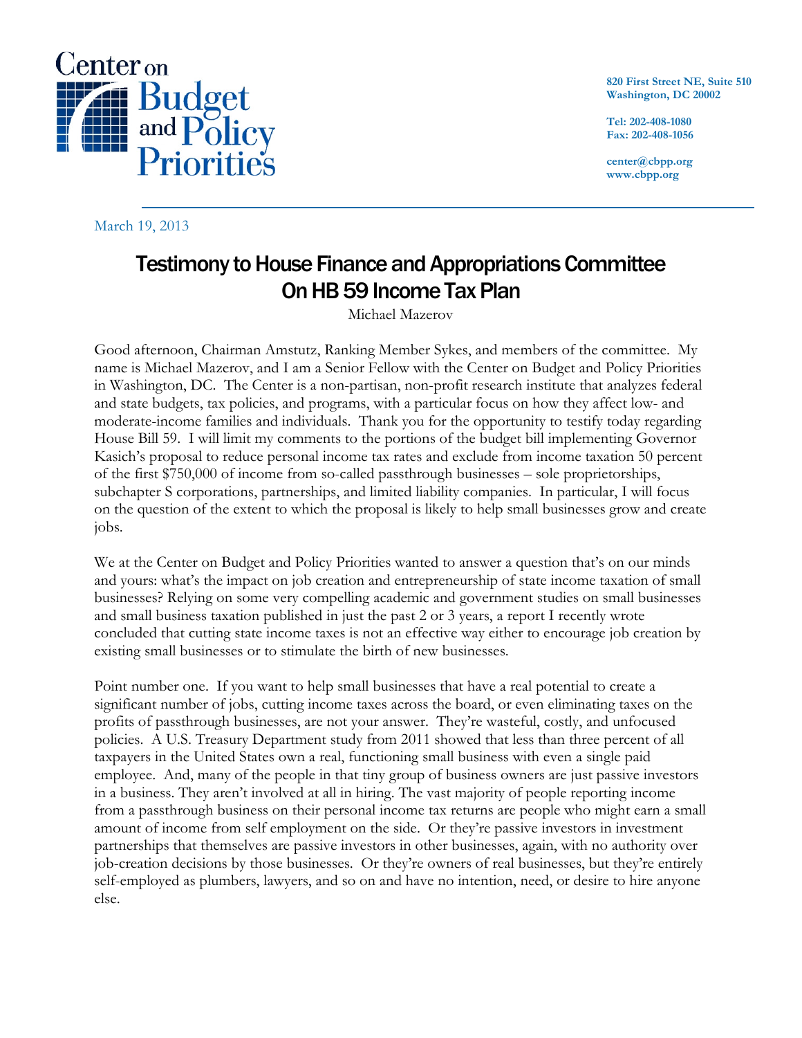Center on Budget and Policy Priorities

820 First Street NE, Suite 510
Washington, DC 20002

Tel: 202-408-1080
Fax: 202-408-1056

center@cbpp.org
www.cbpp.org

March 19, 2013

# Testimony to House Finance and Appropriations Committee On HB 59 Income Tax Plan

Michael Mazerov

Good afternoon, Chairman Amstutz, Ranking Member Sykes, and members of the committee. My name is Michael Mazerov, and I am a Senior Fellow with the Center on Budget and Policy Priorities in Washington, DC. The Center is a non-partisan, non-profit research institute that analyzes federal and state budgets, tax policies, and programs, with a particular focus on how they affect low- and moderate-income families and individuals. Thank you for the opportunity to testify today regarding House Bill 59. I will limit my comments to the portions of the budget bill implementing Governor Kasich's proposal to reduce personal income tax rates and exclude from income taxation 50 percent of the first $750,000 of income from so-called passthrough businesses – sole proprietorships, subchapter S corporations, partnerships, and limited liability companies. In particular, I will focus on the question of the extent to which the proposal is likely to help small businesses grow and create jobs.

We at the Center on Budget and Policy Priorities wanted to answer a question that's on our minds and yours: what's the impact on job creation and entrepreneurship of state income taxation of small businesses? Relying on some very compelling academic and government studies on small businesses and small business taxation published in just the past 2 or 3 years, a report I recently wrote concluded that cutting state income taxes is not an effective way either to encourage job creation by existing small businesses or to stimulate the birth of new businesses.

Point number one. If you want to help small businesses that have a real potential to create a significant number of jobs, cutting income taxes across the board, or even eliminating taxes on the profits of passthrough businesses, are not your answer. They're wasteful, costly, and unfocused policies. A U.S. Treasury Department study from 2011 showed that less than three percent of all taxpayers in the United States own a real, functioning small business with even a single paid employee. And, many of the people in that tiny group of business owners are just passive investors in a business. They aren't involved at all in hiring. The vast majority of people reporting income from a passthrough business on their personal income tax returns are people who might earn a small amount of income from self employment on the side. Or they're passive investors in investment partnerships that themselves are passive investors in other businesses, again, with no authority over job-creation decisions by those businesses. Or they're owners of real businesses, but they're entirely self-employed as plumbers, lawyers, and so on and have no intention, need, or desire to hire anyone else.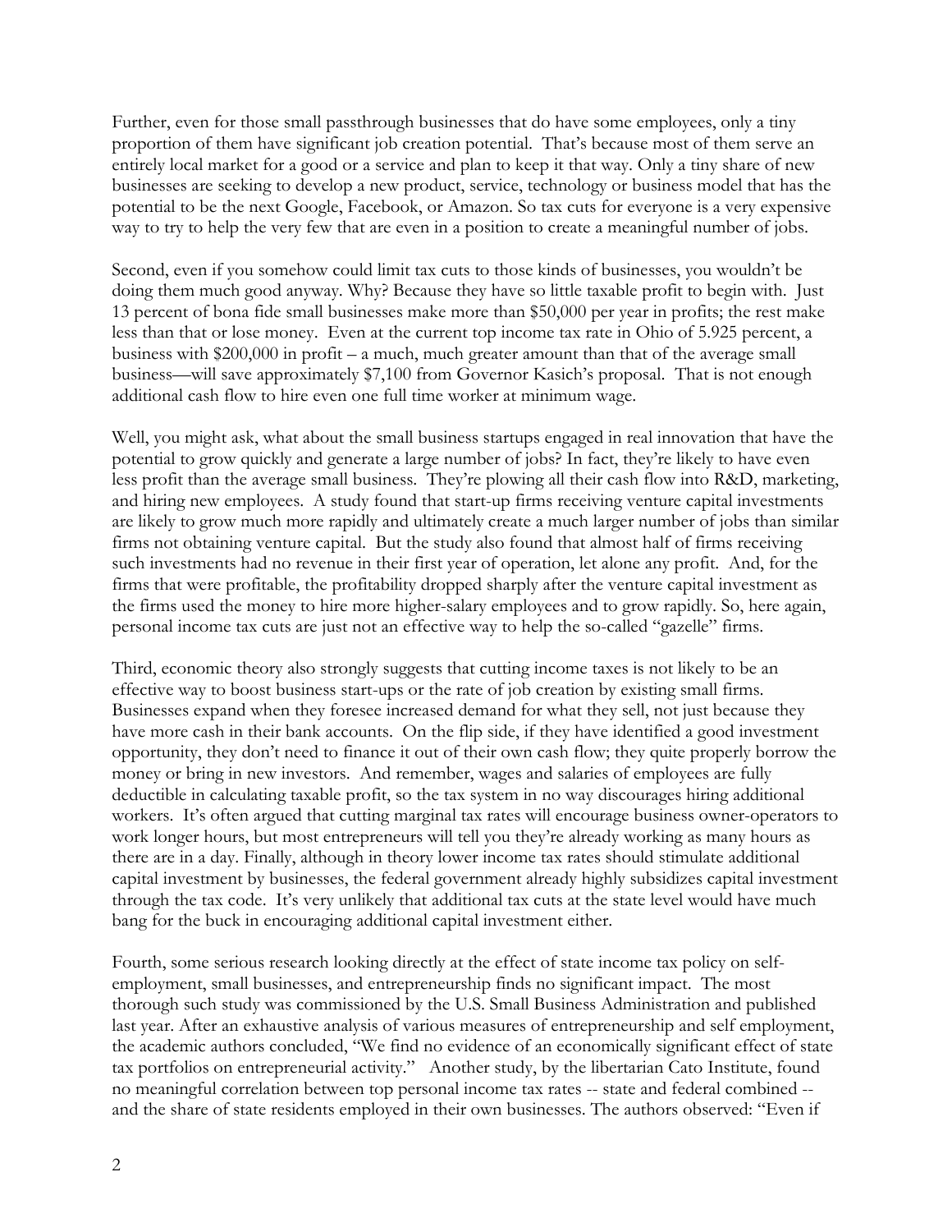Further, even for those small passthrough businesses that do have some employees, only a tiny proportion of them have significant job creation potential. That's because most of them serve an entirely local market for a good or a service and plan to keep it that way. Only a tiny share of new businesses are seeking to develop a new product, service, technology or business model that has the potential to be the next Google, Facebook, or Amazon. So tax cuts for everyone is a very expensive way to try to help the very few that are even in a position to create a meaningful number of jobs.

Second, even if you somehow could limit tax cuts to those kinds of businesses, you wouldn't be doing them much good anyway. Why? Because they have so little taxable profit to begin with. Just 13 percent of bona fide small businesses make more than $50,000 per year in profits; the rest make less than that or lose money. Even at the current top income tax rate in Ohio of 5.925 percent, a business with $200,000 in profit – a much, much greater amount than that of the average small business—will save approximately $7,100 from Governor Kasich's proposal. That is not enough additional cash flow to hire even one full time worker at minimum wage.

Well, you might ask, what about the small business startups engaged in real innovation that have the potential to grow quickly and generate a large number of jobs? In fact, they're likely to have even less profit than the average small business. They're plowing all their cash flow into R&D, marketing, and hiring new employees. A study found that start-up firms receiving venture capital investments are likely to grow much more rapidly and ultimately create a much larger number of jobs than similar firms not obtaining venture capital. But the study also found that almost half of firms receiving such investments had no revenue in their first year of operation, let alone any profit. And, for the firms that were profitable, the profitability dropped sharply after the venture capital investment as the firms used the money to hire more higher-salary employees and to grow rapidly. So, here again, personal income tax cuts are just not an effective way to help the so-called "gazelle" firms.

Third, economic theory also strongly suggests that cutting income taxes is not likely to be an effective way to boost business start-ups or the rate of job creation by existing small firms. Businesses expand when they foresee increased demand for what they sell, not just because they have more cash in their bank accounts. On the flip side, if they have identified a good investment opportunity, they don't need to finance it out of their own cash flow; they quite properly borrow the money or bring in new investors. And remember, wages and salaries of employees are fully deductible in calculating taxable profit, so the tax system in no way discourages hiring additional workers. It's often argued that cutting marginal tax rates will encourage business owner-operators to work longer hours, but most entrepreneurs will tell you they're already working as many hours as there are in a day. Finally, although in theory lower income tax rates should stimulate additional capital investment by businesses, the federal government already highly subsidizes capital investment through the tax code. It's very unlikely that additional tax cuts at the state level would have much bang for the buck in encouraging additional capital investment either.

Fourth, some serious research looking directly at the effect of state income tax policy on self-employment, small businesses, and entrepreneurship finds no significant impact. The most thorough such study was commissioned by the U.S. Small Business Administration and published last year. After an exhaustive analysis of various measures of entrepreneurship and self employment, the academic authors concluded, "We find no evidence of an economically significant effect of state tax portfolios on entrepreneurial activity." Another study, by the libertarian Cato Institute, found no meaningful correlation between top personal income tax rates -- state and federal combined -- and the share of state residents employed in their own businesses. The authors observed: "Even if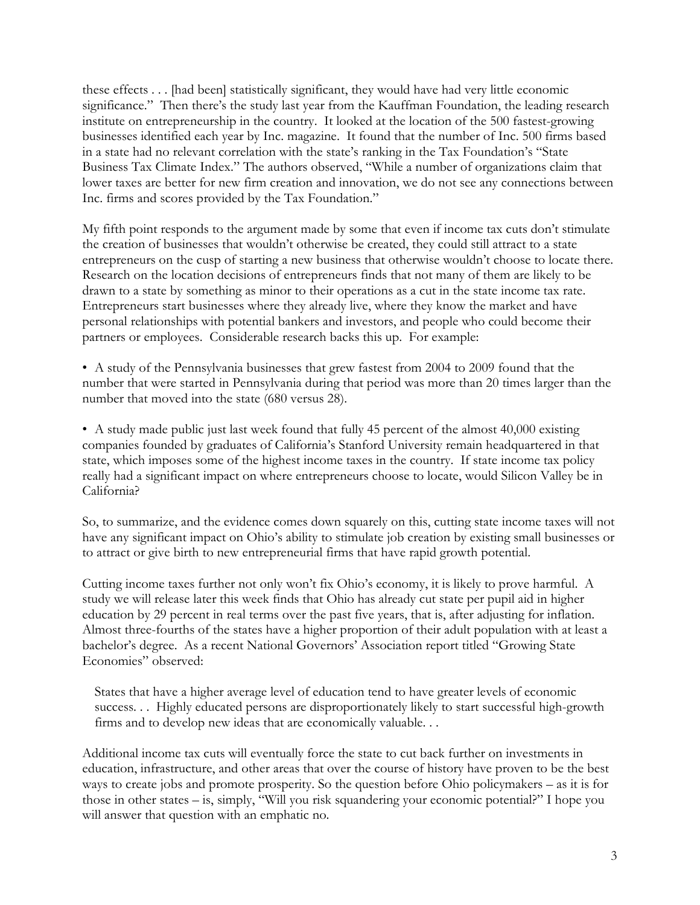these effects . . . [had been] statistically significant, they would have had very little economic significance." Then there's the study last year from the Kauffman Foundation, the leading research institute on entrepreneurship in the country. It looked at the location of the 500 fastest-growing businesses identified each year by Inc. magazine. It found that the number of Inc. 500 firms based in a state had no relevant correlation with the state's ranking in the Tax Foundation's "State Business Tax Climate Index." The authors observed, "While a number of organizations claim that lower taxes are better for new firm creation and innovation, we do not see any connections between Inc. firms and scores provided by the Tax Foundation."

My fifth point responds to the argument made by some that even if income tax cuts don't stimulate the creation of businesses that wouldn't otherwise be created, they could still attract to a state entrepreneurs on the cusp of starting a new business that otherwise wouldn't choose to locate there. Research on the location decisions of entrepreneurs finds that not many of them are likely to be drawn to a state by something as minor to their operations as a cut in the state income tax rate. Entrepreneurs start businesses where they already live, where they know the market and have personal relationships with potential bankers and investors, and people who could become their partners or employees. Considerable research backs this up. For example:

- A study of the Pennsylvania businesses that grew fastest from 2004 to 2009 found that the number that were started in Pennsylvania during that period was more than 20 times larger than the number that moved into the state (680 versus 28).

- A study made public just last week found that fully 45 percent of the almost 40,000 existing companies founded by graduates of California's Stanford University remain headquartered in that state, which imposes some of the highest income taxes in the country. If state income tax policy really had a significant impact on where entrepreneurs choose to locate, would Silicon Valley be in California?

So, to summarize, and the evidence comes down squarely on this, cutting state income taxes will not have any significant impact on Ohio's ability to stimulate job creation by existing small businesses or to attract or give birth to new entrepreneurial firms that have rapid growth potential.

Cutting income taxes further not only won't fix Ohio's economy, it is likely to prove harmful. A study we will release later this week finds that Ohio has already cut state per pupil aid in higher education by 29 percent in real terms over the past five years, that is, after adjusting for inflation. Almost three-fourths of the states have a higher proportion of their adult population with at least a bachelor's degree. As a recent National Governors' Association report titled "Growing State Economies" observed:

> States that have a higher average level of education tend to have greater levels of economic success. . . Highly educated persons are disproportionately likely to start successful high-growth firms and to develop new ideas that are economically valuable. . .

Additional income tax cuts will eventually force the state to cut back further on investments in education, infrastructure, and other areas that over the course of history have proven to be the best ways to create jobs and promote prosperity. So the question before Ohio policymakers – as it is for those in other states – is, simply, "Will you risk squandering your economic potential?" I hope you will answer that question with an emphatic no.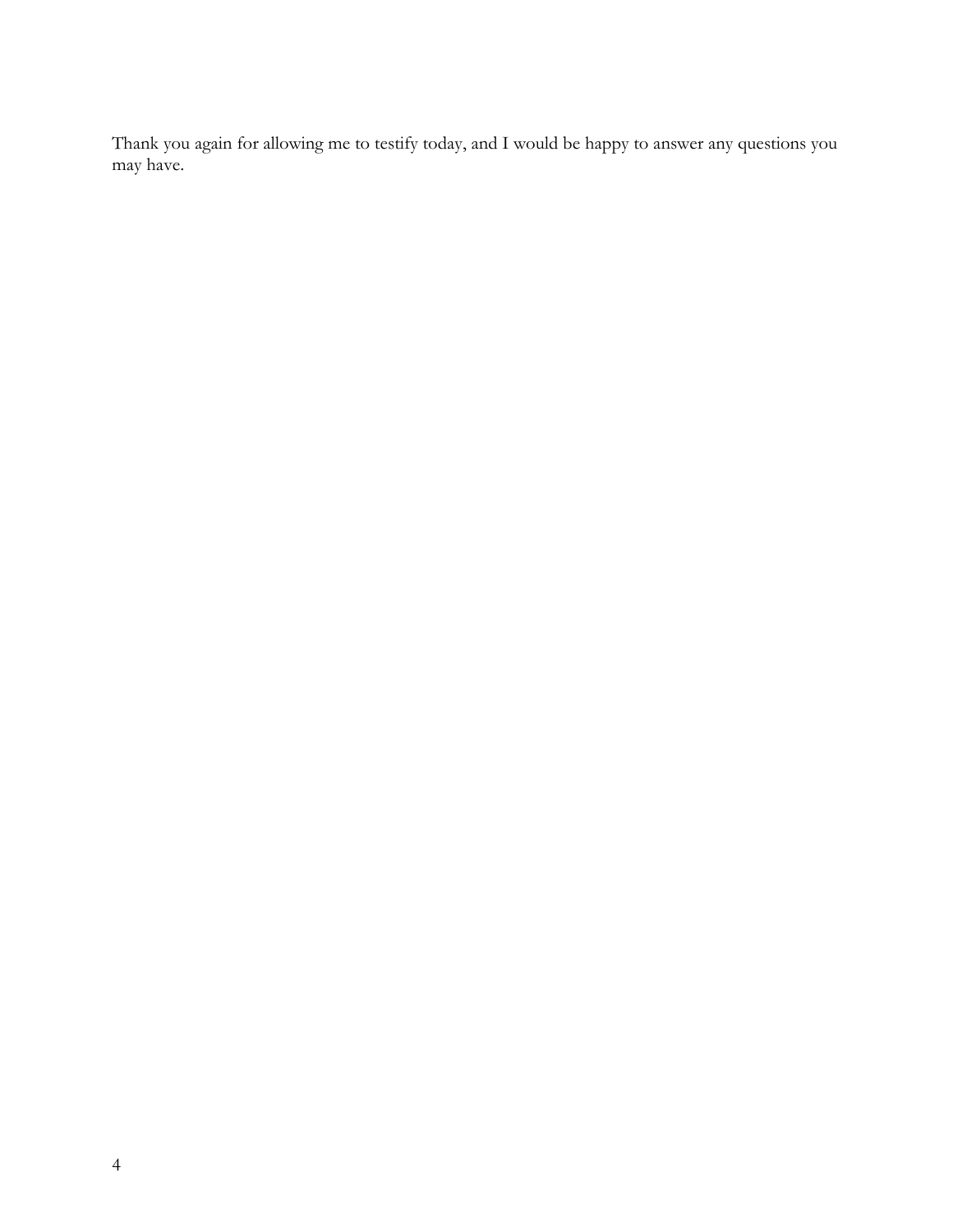Thank you again for allowing me to testify today, and I would be happy to answer any questions you may have.